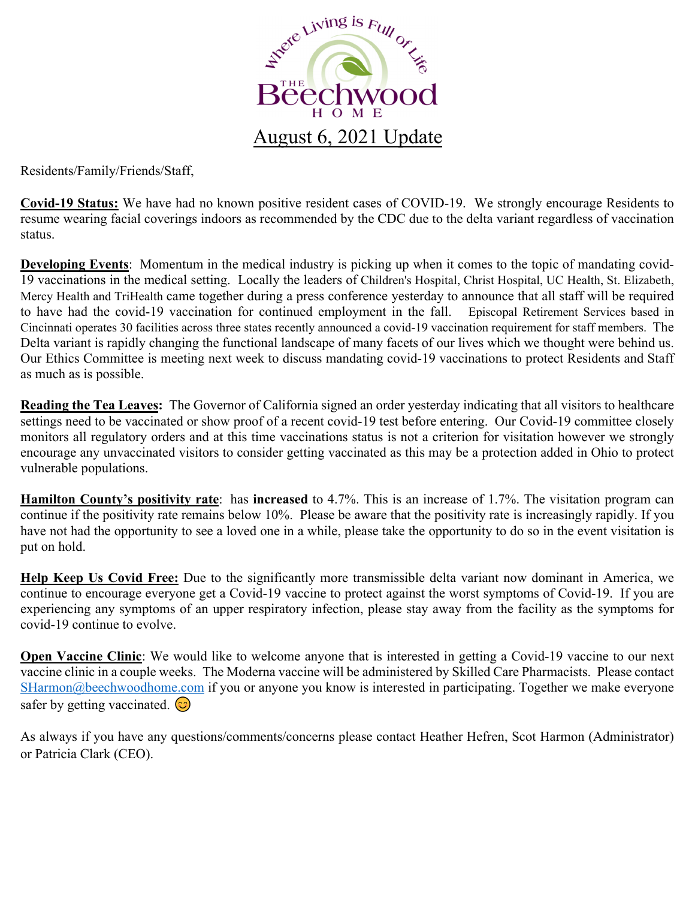Where Living is Full of Life

THE Beechwood HOME

# August 6, 2021 Update

Residents/Family/Friends/Staff,

**Covid-19 Status:** We have had no known positive resident cases of COVID-19. We strongly encourage Residents to resume wearing facial coverings indoors as recommended by the CDC due to the delta variant regardless of vaccination status.

**Developing Events**: Momentum in the medical industry is picking up when it comes to the topic of mandating covid-19 vaccinations in the medical setting. Locally the leaders of Children's Hospital, Christ Hospital, UC Health, St. Elizabeth, Mercy Health and TriHealth came together during a press conference yesterday to announce that all staff will be required to have had the covid-19 vaccination for continued employment in the fall. Episcopal Retirement Services based in Cincinnati operates 30 facilities across three states recently announced a covid-19 vaccination requirement for staff members. The Delta variant is rapidly changing the functional landscape of many facets of our lives which we thought were behind us. Our Ethics Committee is meeting next week to discuss mandating covid-19 vaccinations to protect Residents and Staff as much as is possible.

**Reading the Tea Leaves:** The Governor of California signed an order yesterday indicating that all visitors to healthcare settings need to be vaccinated or show proof of a recent covid-19 test before entering. Our Covid-19 committee closely monitors all regulatory orders and at this time vaccinations status is not a criterion for visitation however we strongly encourage any unvaccinated visitors to consider getting vaccinated as this may be a protection added in Ohio to protect vulnerable populations.

**Hamilton County's positivity rate**: has **increased** to 4.7%. This is an increase of 1.7%. The visitation program can continue if the positivity rate remains below 10%. Please be aware that the positivity rate is increasingly rapidly. If you have not had the opportunity to see a loved one in a while, please take the opportunity to do so in the event visitation is put on hold.

**Help Keep Us Covid Free:** Due to the significantly more transmissible delta variant now dominant in America, we continue to encourage everyone get a Covid-19 vaccine to protect against the worst symptoms of Covid-19. If you are experiencing any symptoms of an upper respiratory infection, please stay away from the facility as the symptoms for covid-19 continue to evolve.

**Open Vaccine Clinic**: We would like to welcome anyone that is interested in getting a Covid-19 vaccine to our next vaccine clinic in a couple weeks. The Moderna vaccine will be administered by Skilled Care Pharmacists. Please contact SHarmon@beechwoodhome.com if you or anyone you know is interested in participating. Together we make everyone safer by getting vaccinated. 😊

As always if you have any questions/comments/concerns please contact Heather Hefren, Scot Harmon (Administrator) or Patricia Clark (CEO).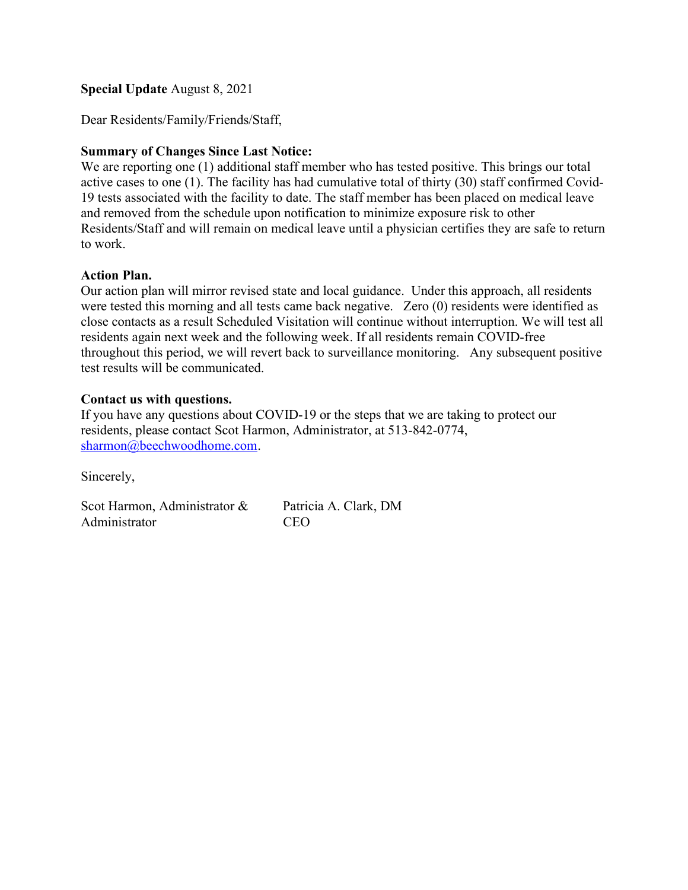**Special Update** August 8, 2021

Dear Residents/Family/Friends/Staff,

**Summary of Changes Since Last Notice:**
We are reporting one (1) additional staff member who has tested positive. This brings our total active cases to one (1). The facility has had cumulative total of thirty (30) staff confirmed Covid-19 tests associated with the facility to date. The staff member has been placed on medical leave and removed from the schedule upon notification to minimize exposure risk to other Residents/Staff and will remain on medical leave until a physician certifies they are safe to return to work.

**Action Plan.**
Our action plan will mirror revised state and local guidance. Under this approach, all residents were tested this morning and all tests came back negative. Zero (0) residents were identified as close contacts as a result Scheduled Visitation will continue without interruption. We will test all residents again next week and the following week. If all residents remain COVID-free throughout this period, we will revert back to surveillance monitoring. Any subsequent positive test results will be communicated.

**Contact us with questions.**
If you have any questions about COVID-19 or the steps that we are taking to protect our residents, please contact Scot Harmon, Administrator, at 513-842-0774, sharmon@beechwoodhome.com.

Sincerely,

Scot Harmon, Administrator & Administrator

Patricia A. Clark, DM
CEO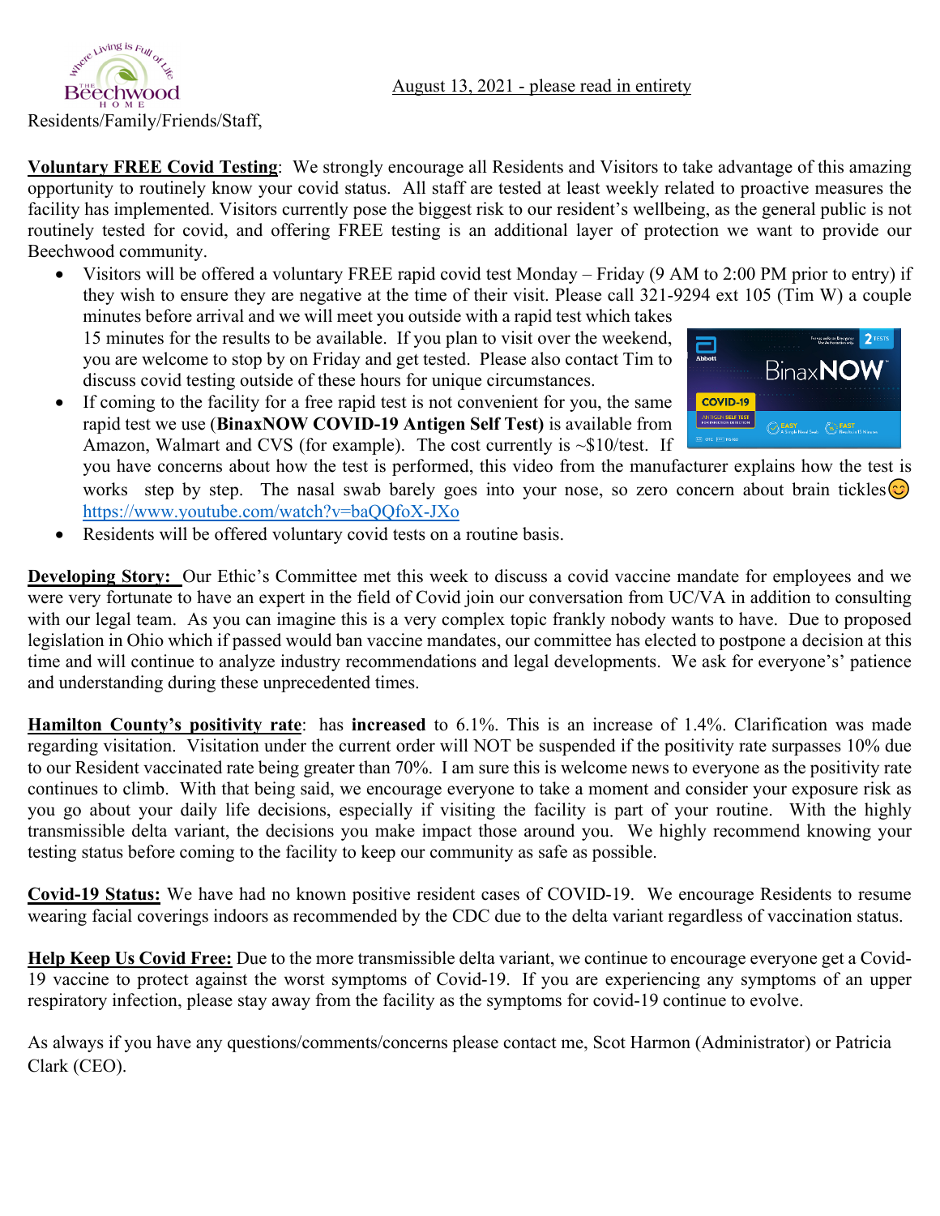August 13, 2021 - please read in entirety

Residents/Family/Friends/Staff,

**Voluntary FREE Covid Testing**: We strongly encourage all Residents and Visitors to take advantage of this amazing opportunity to routinely know your covid status. All staff are tested at least weekly related to proactive measures the facility has implemented. Visitors currently pose the biggest risk to our resident's wellbeing, as the general public is not routinely tested for covid, and offering FREE testing is an additional layer of protection we want to provide our Beechwood community.

- Visitors will be offered a voluntary FREE rapid covid test Monday – Friday (9 AM to 2:00 PM prior to entry) if they wish to ensure they are negative at the time of their visit. Please call 321-9294 ext 105 (Tim W) a couple minutes before arrival and we will meet you outside with a rapid test which takes 15 minutes for the results to be available. If you plan to visit over the weekend, you are welcome to stop by on Friday and get tested. Please also contact Tim to discuss covid testing outside of these hours for unique circumstances.
- If coming to the facility for a free rapid test is not convenient for you, the same rapid test we use (**BinaxNOW COVID-19 Antigen Self Test)** is available from Amazon, Walmart and CVS (for example). The cost currently is ~$10/test. If you have concerns about how the test is performed, this video from the manufacturer explains how the test is works step by step. The nasal swab barely goes into your nose, so zero concern about brain tickles😊 https://www.youtube.com/watch?v=baQQfoX-JXo
- Residents will be offered voluntary covid tests on a routine basis.

**Developing Story:** Our Ethic's Committee met this week to discuss a covid vaccine mandate for employees and we were very fortunate to have an expert in the field of Covid join our conversation from UC/VA in addition to consulting with our legal team. As you can imagine this is a very complex topic frankly nobody wants to have. Due to proposed legislation in Ohio which if passed would ban vaccine mandates, our committee has elected to postpone a decision at this time and will continue to analyze industry recommendations and legal developments. We ask for everyone's' patience and understanding during these unprecedented times.

**Hamilton County's positivity rate**: has **increased** to 6.1%. This is an increase of 1.4%. Clarification was made regarding visitation. Visitation under the current order will NOT be suspended if the positivity rate surpasses 10% due to our Resident vaccinated rate being greater than 70%. I am sure this is welcome news to everyone as the positivity rate continues to climb. With that being said, we encourage everyone to take a moment and consider your exposure risk as you go about your daily life decisions, especially if visiting the facility is part of your routine. With the highly transmissible delta variant, the decisions you make impact those around you. We highly recommend knowing your testing status before coming to the facility to keep our community as safe as possible.

**Covid-19 Status:** We have had no known positive resident cases of COVID-19. We encourage Residents to resume wearing facial coverings indoors as recommended by the CDC due to the delta variant regardless of vaccination status.

**Help Keep Us Covid Free:** Due to the more transmissible delta variant, we continue to encourage everyone get a Covid-19 vaccine to protect against the worst symptoms of Covid-19. If you are experiencing any symptoms of an upper respiratory infection, please stay away from the facility as the symptoms for covid-19 continue to evolve.

As always if you have any questions/comments/concerns please contact me, Scot Harmon (Administrator) or Patricia Clark (CEO).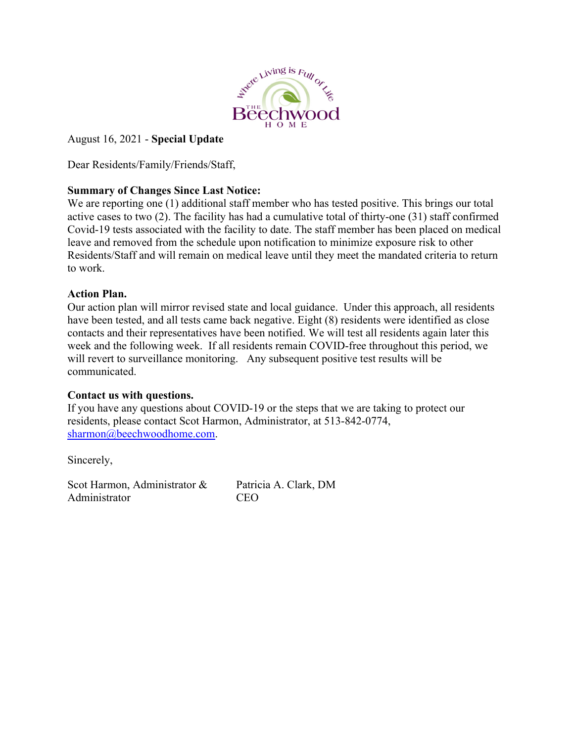August 16, 2021 - **Special Update**

Dear Residents/Family/Friends/Staff,

**Summary of Changes Since Last Notice:**
We are reporting one (1) additional staff member who has tested positive. This brings our total active cases to two (2). The facility has had a cumulative total of thirty-one (31) staff confirmed Covid-19 tests associated with the facility to date. The staff member has been placed on medical leave and removed from the schedule upon notification to minimize exposure risk to other Residents/Staff and will remain on medical leave until they meet the mandated criteria to return to work.

**Action Plan.**
Our action plan will mirror revised state and local guidance. Under this approach, all residents have been tested, and all tests came back negative. Eight (8) residents were identified as close contacts and their representatives have been notified. We will test all residents again later this week and the following week. If all residents remain COVID-free throughout this period, we will revert to surveillance monitoring. Any subsequent positive test results will be communicated.

**Contact us with questions.**
If you have any questions about COVID-19 or the steps that we are taking to protect our residents, please contact Scot Harmon, Administrator, at 513-842-0774, sharmon@beechwoodhome.com.

Sincerely,

Scot Harmon, Administrator & Administrator

Patricia A. Clark, DM
CEO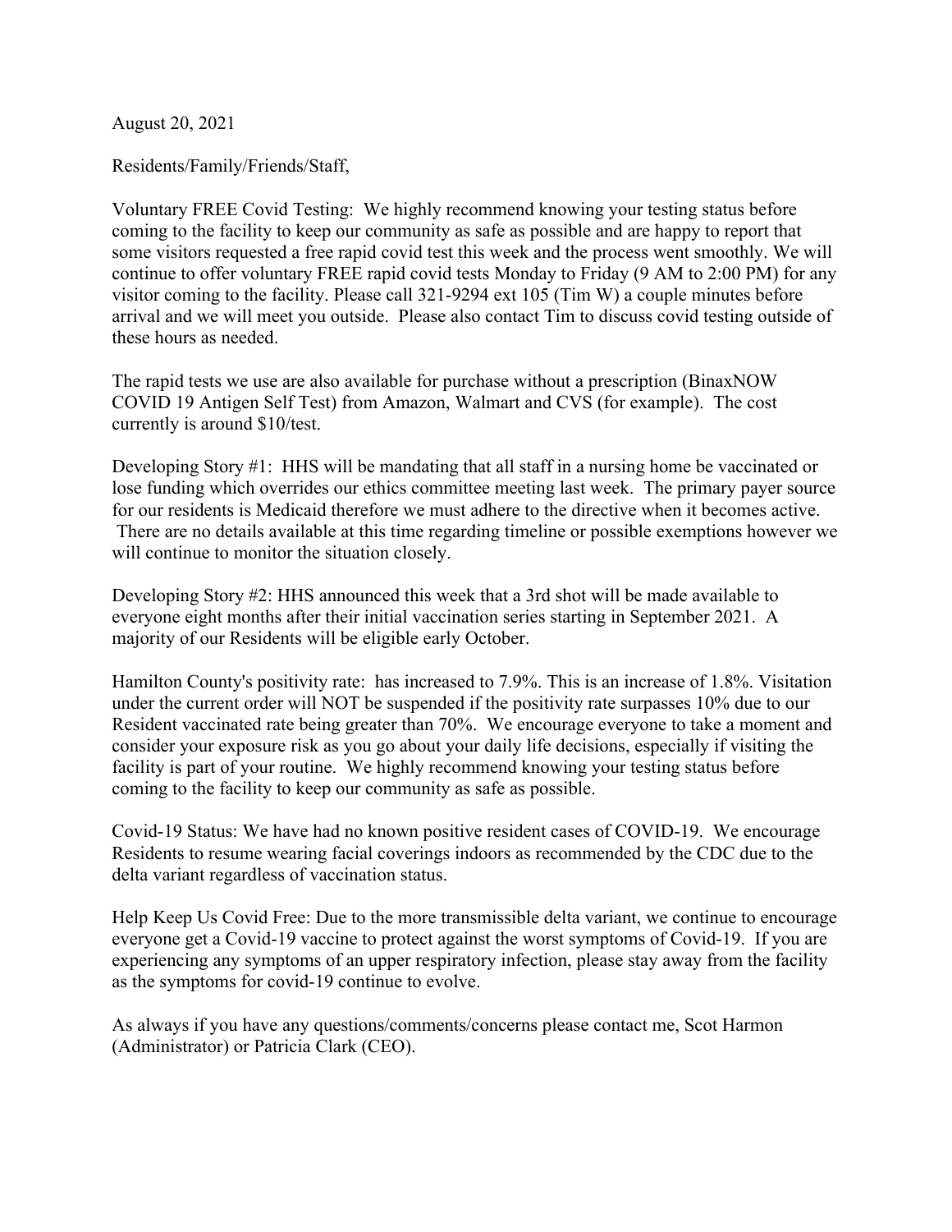August 20, 2021

Residents/Family/Friends/Staff,

Voluntary FREE Covid Testing: We highly recommend knowing your testing status before coming to the facility to keep our community as safe as possible and are happy to report that some visitors requested a free rapid covid test this week and the process went smoothly. We will continue to offer voluntary FREE rapid covid tests Monday to Friday (9 AM to 2:00 PM) for any visitor coming to the facility. Please call 321-9294 ext 105 (Tim W) a couple minutes before arrival and we will meet you outside. Please also contact Tim to discuss covid testing outside of these hours as needed.

The rapid tests we use are also available for purchase without a prescription (BinaxNOW COVID 19 Antigen Self Test) from Amazon, Walmart and CVS (for example). The cost currently is around $10/test.

Developing Story #1: HHS will be mandating that all staff in a nursing home be vaccinated or lose funding which overrides our ethics committee meeting last week. The primary payer source for our residents is Medicaid therefore we must adhere to the directive when it becomes active. There are no details available at this time regarding timeline or possible exemptions however we will continue to monitor the situation closely.

Developing Story #2: HHS announced this week that a 3rd shot will be made available to everyone eight months after their initial vaccination series starting in September 2021. A majority of our Residents will be eligible early October.

Hamilton County's positivity rate: has increased to 7.9%. This is an increase of 1.8%. Visitation under the current order will NOT be suspended if the positivity rate surpasses 10% due to our Resident vaccinated rate being greater than 70%. We encourage everyone to take a moment and consider your exposure risk as you go about your daily life decisions, especially if visiting the facility is part of your routine. We highly recommend knowing your testing status before coming to the facility to keep our community as safe as possible.

Covid-19 Status: We have had no known positive resident cases of COVID-19. We encourage Residents to resume wearing facial coverings indoors as recommended by the CDC due to the delta variant regardless of vaccination status.

Help Keep Us Covid Free: Due to the more transmissible delta variant, we continue to encourage everyone get a Covid-19 vaccine to protect against the worst symptoms of Covid-19. If you are experiencing any symptoms of an upper respiratory infection, please stay away from the facility as the symptoms for covid-19 continue to evolve.

As always if you have any questions/comments/concerns please contact me, Scot Harmon (Administrator) or Patricia Clark (CEO).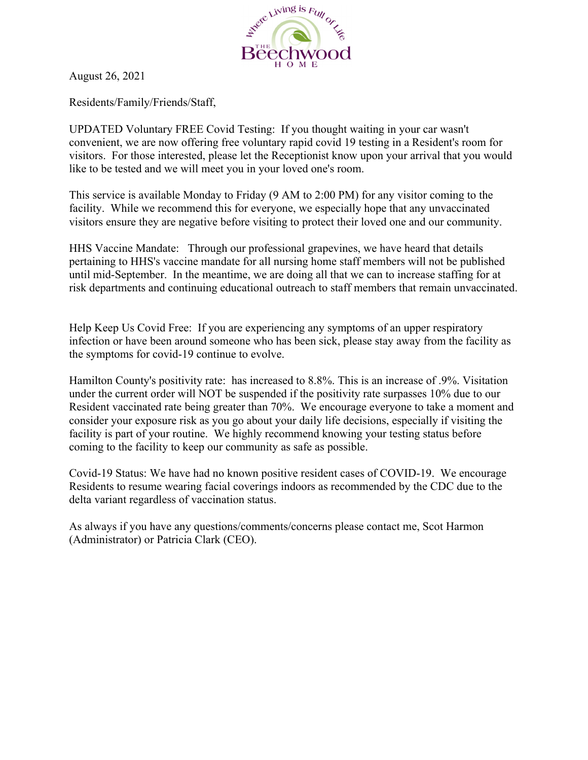August 26, 2021

Residents/Family/Friends/Staff,

UPDATED Voluntary FREE Covid Testing: If you thought waiting in your car wasn't convenient, we are now offering free voluntary rapid covid 19 testing in a Resident's room for visitors. For those interested, please let the Receptionist know upon your arrival that you would like to be tested and we will meet you in your loved one's room.

This service is available Monday to Friday (9 AM to 2:00 PM) for any visitor coming to the facility. While we recommend this for everyone, we especially hope that any unvaccinated visitors ensure they are negative before visiting to protect their loved one and our community.

HHS Vaccine Mandate: Through our professional grapevines, we have heard that details pertaining to HHS's vaccine mandate for all nursing home staff members will not be published until mid-September. In the meantime, we are doing all that we can to increase staffing for at risk departments and continuing educational outreach to staff members that remain unvaccinated.

Help Keep Us Covid Free: If you are experiencing any symptoms of an upper respiratory infection or have been around someone who has been sick, please stay away from the facility as the symptoms for covid-19 continue to evolve.

Hamilton County's positivity rate: has increased to 8.8%. This is an increase of .9%. Visitation under the current order will NOT be suspended if the positivity rate surpasses 10% due to our Resident vaccinated rate being greater than 70%. We encourage everyone to take a moment and consider your exposure risk as you go about your daily life decisions, especially if visiting the facility is part of your routine. We highly recommend knowing your testing status before coming to the facility to keep our community as safe as possible.

Covid-19 Status: We have had no known positive resident cases of COVID-19. We encourage Residents to resume wearing facial coverings indoors as recommended by the CDC due to the delta variant regardless of vaccination status.

As always if you have any questions/comments/concerns please contact me, Scot Harmon (Administrator) or Patricia Clark (CEO).